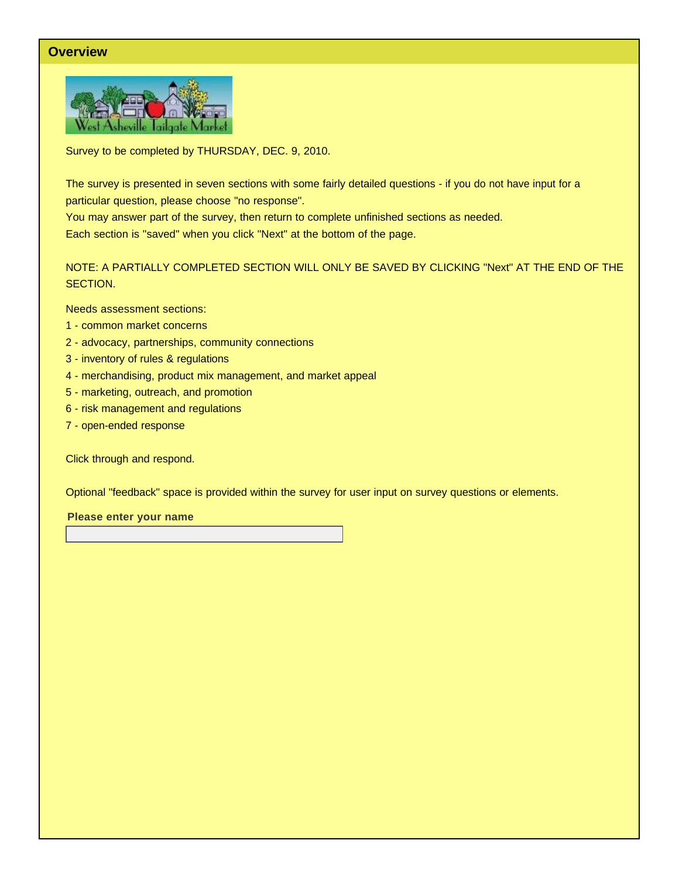## Overview

Survey to be completed by THURSDAY, DEC. 9, 2010.

The survey is presented in seven sections with some fairly detailed questions - if you do not have input for a particular question, please choose "no response".
You may answer part of the survey, then return to complete unfinished sections as needed.
Each section is "saved" when you click "Next" at the bottom of the page.

NOTE: A PARTIALLY COMPLETED SECTION WILL ONLY BE SAVED BY CLICKING "Next" AT THE END OF THE SECTION.

Needs assessment sections:
1 - common market concerns
2 - advocacy, partnerships, community connections
3 - inventory of rules & regulations
4 - merchandising, product mix management, and market appeal
5 - marketing, outreach, and promotion
6 - risk management and regulations
7 - open-ended response

Click through and respond.

Optional "feedback" space is provided within the survey for user input on survey questions or elements.

**Please enter your name**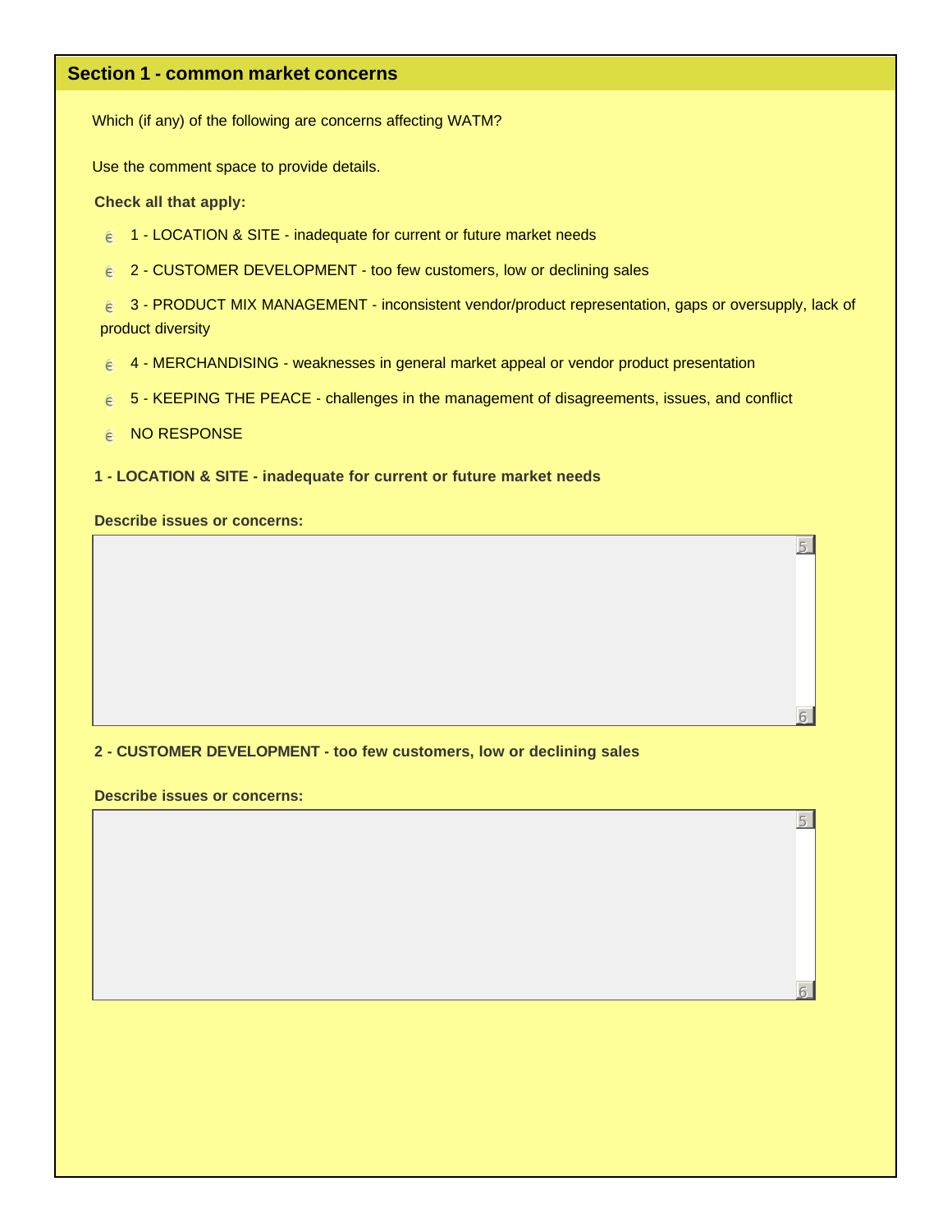## Section 1 - common market concerns

Which (if any) of the following are concerns affecting WATM?

Use the comment space to provide details.

**Check all that apply:**

- [ ] 1 - LOCATION & SITE - inadequate for current or future market needs
- [ ] 2 - CUSTOMER DEVELOPMENT - too few customers, low or declining sales
- [ ] 3 - PRODUCT MIX MANAGEMENT - inconsistent vendor/product representation, gaps or oversupply, lack of product diversity
- [ ] 4 - MERCHANDISING - weaknesses in general market appeal or vendor product presentation
- [ ] 5 - KEEPING THE PEACE - challenges in the management of disagreements, issues, and conflict
- [ ] NO RESPONSE

**1 - LOCATION & SITE - inadequate for current or future market needs**

**Describe issues or concerns:**

**2 - CUSTOMER DEVELOPMENT - too few customers, low or declining sales**

**Describe issues or concerns:**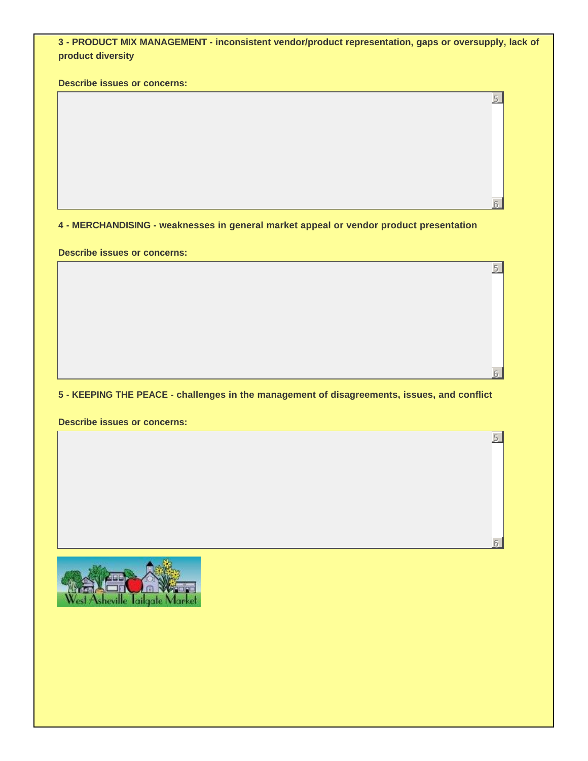**3 - PRODUCT MIX MANAGEMENT - inconsistent vendor/product representation, gaps or oversupply, lack of product diversity**

**Describe issues or concerns:**

**4 - MERCHANDISING - weaknesses in general market appeal or vendor product presentation**

**Describe issues or concerns:**

**5 - KEEPING THE PEACE - challenges in the management of disagreements, issues, and conflict**

**Describe issues or concerns:**

West Asheville Tailgate Market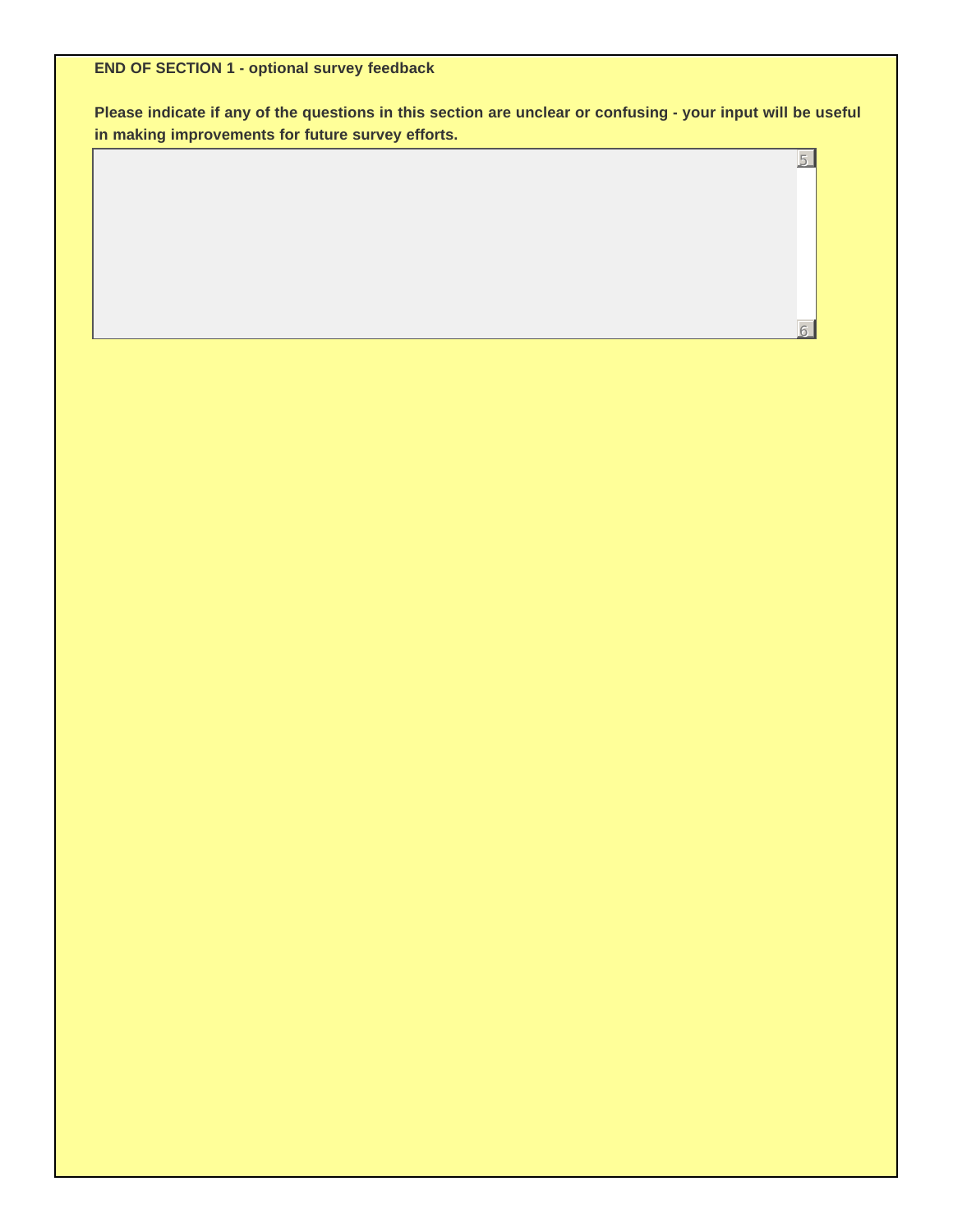**END OF SECTION 1 - optional survey feedback**

**Please indicate if any of the questions in this section are unclear or confusing - your input will be useful in making improvements for future survey efforts.**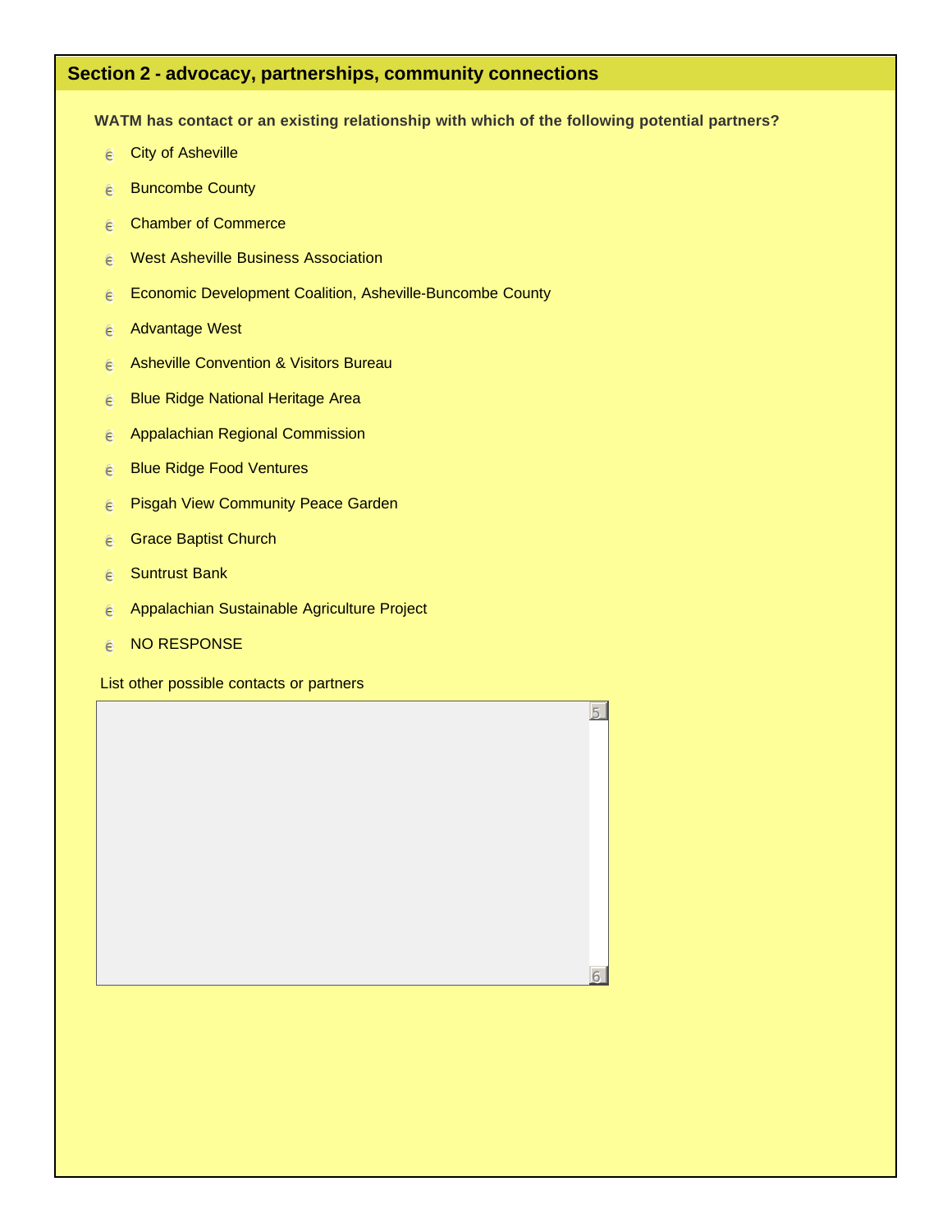## Section 2 - advocacy, partnerships, community connections

**WATM has contact or an existing relationship with which of the following potential partners?**

- City of Asheville
- Buncombe County
- Chamber of Commerce
- West Asheville Business Association
- Economic Development Coalition, Asheville-Buncombe County
- Advantage West
- Asheville Convention & Visitors Bureau
- Blue Ridge National Heritage Area
- Appalachian Regional Commission
- Blue Ridge Food Ventures
- Pisgah View Community Peace Garden
- Grace Baptist Church
- Suntrust Bank
- Appalachian Sustainable Agriculture Project
- NO RESPONSE

List other possible contacts or partners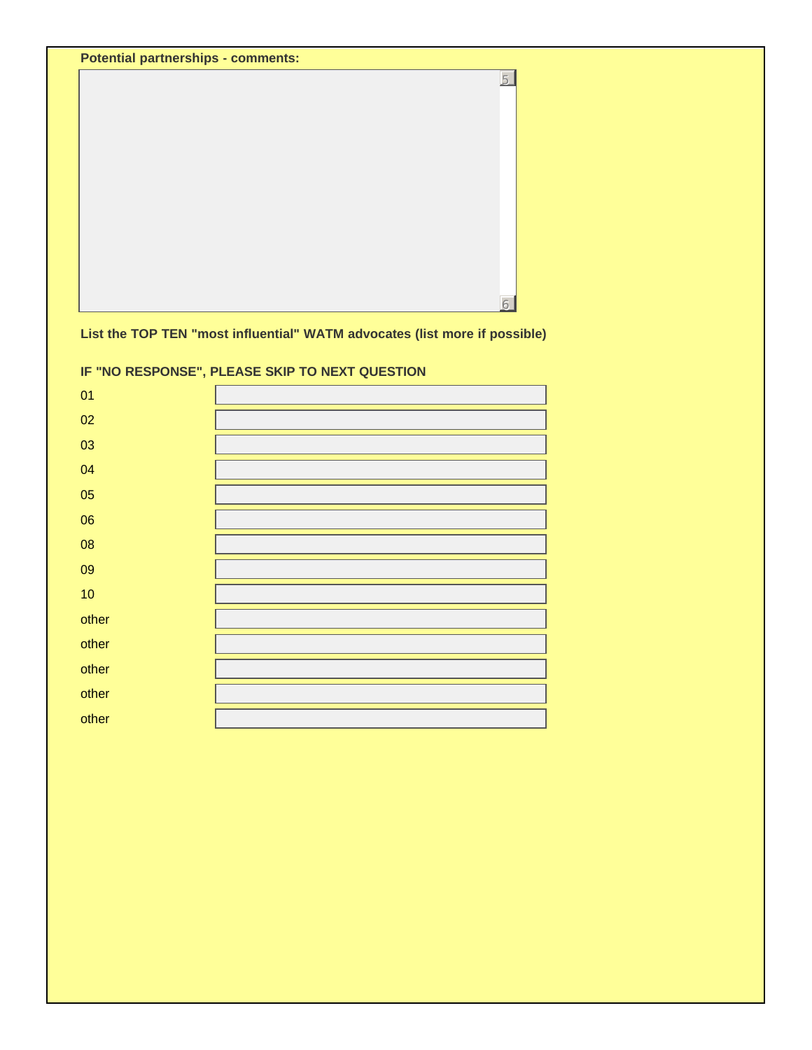**Potential partnerships - comments:**

**List the TOP TEN "most influential" WATM advocates (list more if possible)**

**IF "NO RESPONSE", PLEASE SKIP TO NEXT QUESTION**

01

02

03

04

05

06

08

09

10

other

other

other

other

other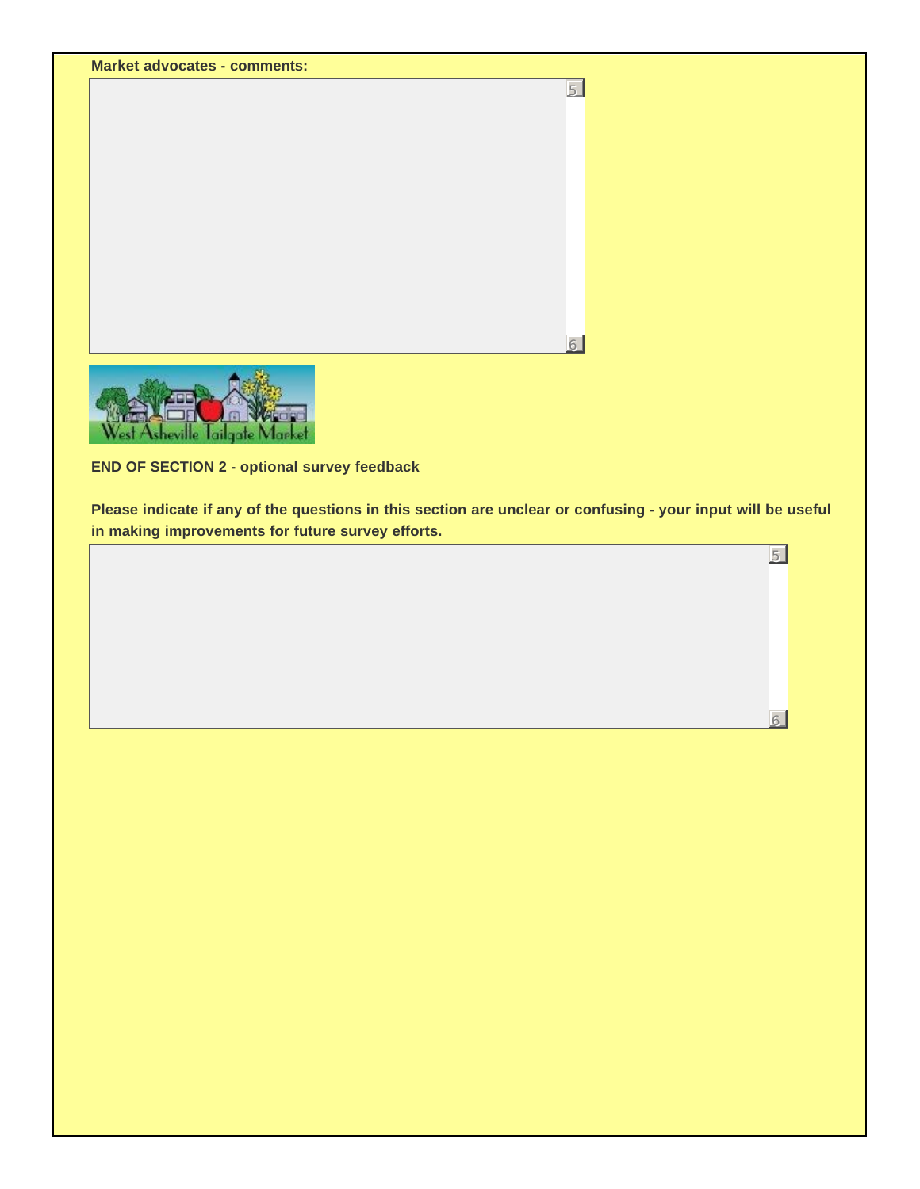**Market advocates - comments:**

**END OF SECTION 2 - optional survey feedback**

**Please indicate if any of the questions in this section are unclear or confusing - your input will be useful in making improvements for future survey efforts.**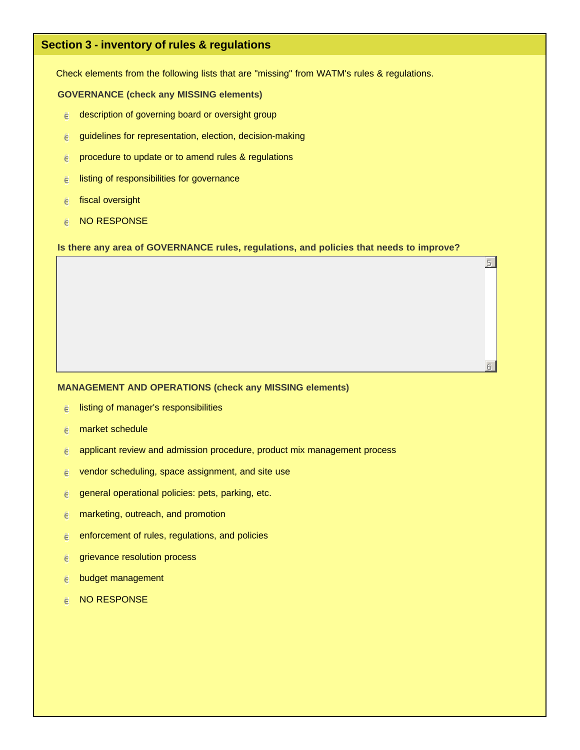## Section 3 - inventory of rules & regulations

Check elements from the following lists that are "missing" from WATM's rules & regulations.

**GOVERNANCE (check any MISSING elements)**

- description of governing board or oversight group
- guidelines for representation, election, decision-making
- procedure to update or to amend rules & regulations
- listing of responsibilities for governance
- fiscal oversight
- NO RESPONSE

**Is there any area of GOVERNANCE rules, regulations, and policies that needs to improve?**

**MANAGEMENT AND OPERATIONS (check any MISSING elements)**

- listing of manager's responsibilities
- market schedule
- applicant review and admission procedure, product mix management process
- vendor scheduling, space assignment, and site use
- general operational policies: pets, parking, etc.
- marketing, outreach, and promotion
- enforcement of rules, regulations, and policies
- grievance resolution process
- budget management
- NO RESPONSE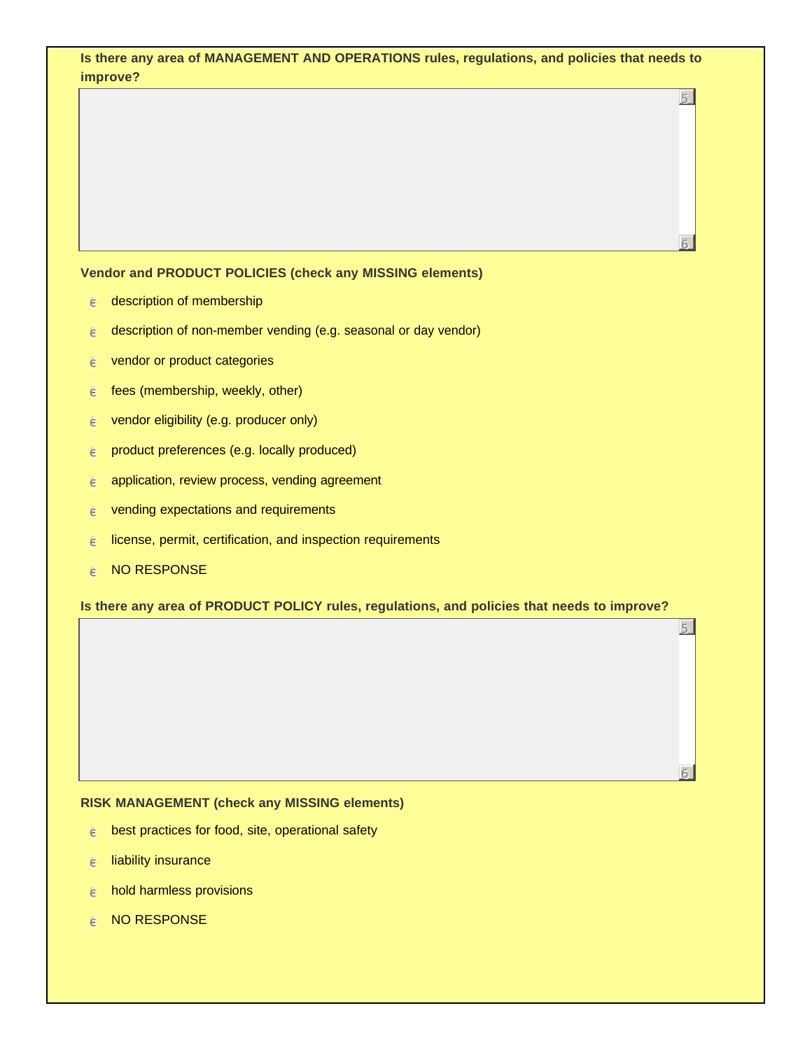**Is there any area of MANAGEMENT AND OPERATIONS rules, regulations, and policies that needs to improve?**

**Vendor and PRODUCT POLICIES (check any MISSING elements)**

- description of membership
- description of non-member vending (e.g. seasonal or day vendor)
- vendor or product categories
- fees (membership, weekly, other)
- vendor eligibility (e.g. producer only)
- product preferences (e.g. locally produced)
- application, review process, vending agreement
- vending expectations and requirements
- license, permit, certification, and inspection requirements
- NO RESPONSE

**Is there any area of PRODUCT POLICY rules, regulations, and policies that needs to improve?**

**RISK MANAGEMENT (check any MISSING elements)**

- best practices for food, site, operational safety
- liability insurance
- hold harmless provisions
- NO RESPONSE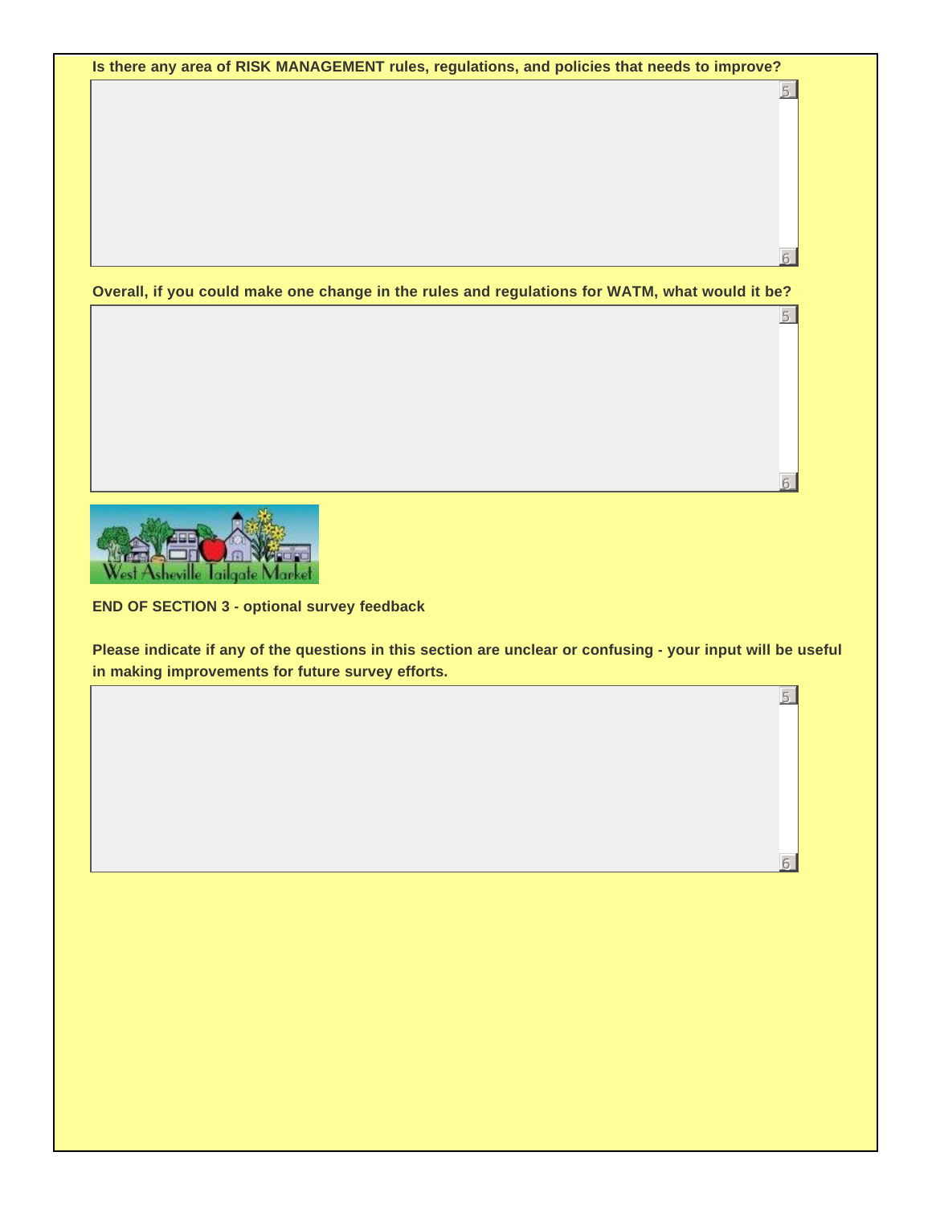**Is there any area of RISK MANAGEMENT rules, regulations, and policies that needs to improve?**

**Overall, if you could make one change in the rules and regulations for WATM, what would it be?**

**END OF SECTION 3 - optional survey feedback**

**Please indicate if any of the questions in this section are unclear or confusing - your input will be useful in making improvements for future survey efforts.**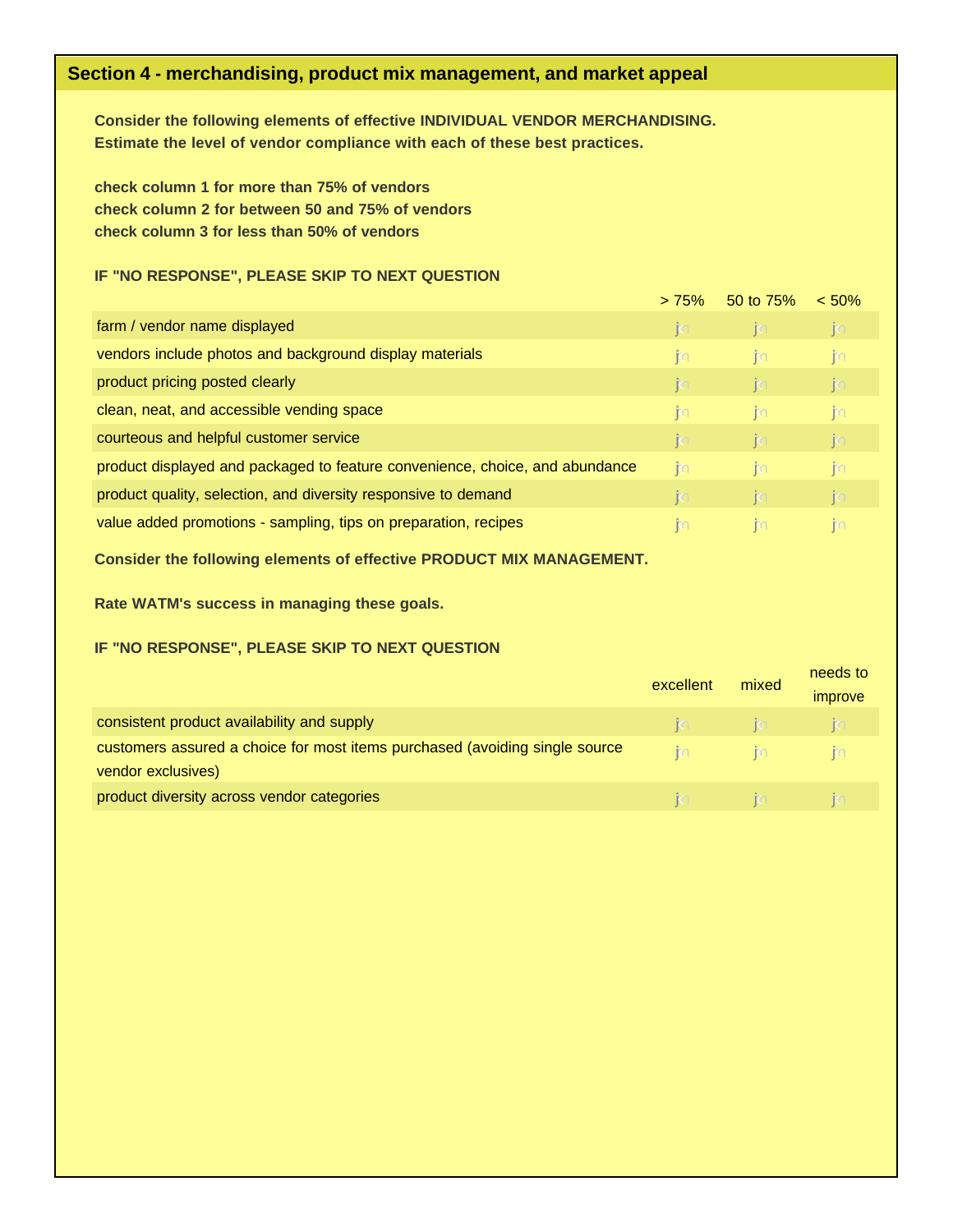## Section 4 - merchandising, product mix management, and market appeal

**Consider the following elements of effective INDIVIDUAL VENDOR MERCHANDISING.**
**Estimate the level of vendor compliance with each of these best practices.**

**check column 1 for more than 75% of vendors**
**check column 2 for between 50 and 75% of vendors**
**check column 3 for less than 50% of vendors**

**IF "NO RESPONSE", PLEASE SKIP TO NEXT QUESTION**

| | > 75% | 50 to 75% | < 50% |
|---|---|---|---|
| farm / vendor name displayed | | | |
| vendors include photos and background display materials | | | |
| product pricing posted clearly | | | |
| clean, neat, and accessible vending space | | | |
| courteous and helpful customer service | | | |
| product displayed and packaged to feature convenience, choice, and abundance | | | |
| product quality, selection, and diversity responsive to demand | | | |
| value added promotions - sampling, tips on preparation, recipes | | | |

**Consider the following elements of effective PRODUCT MIX MANAGEMENT.**

**Rate WATM's success in managing these goals.**

**IF "NO RESPONSE", PLEASE SKIP TO NEXT QUESTION**

| | excellent | mixed | needs to improve |
|---|---|---|---|
| consistent product availability and supply | | | |
| customers assured a choice for most items purchased (avoiding single source vendor exclusives) | | | |
| product diversity across vendor categories | | | |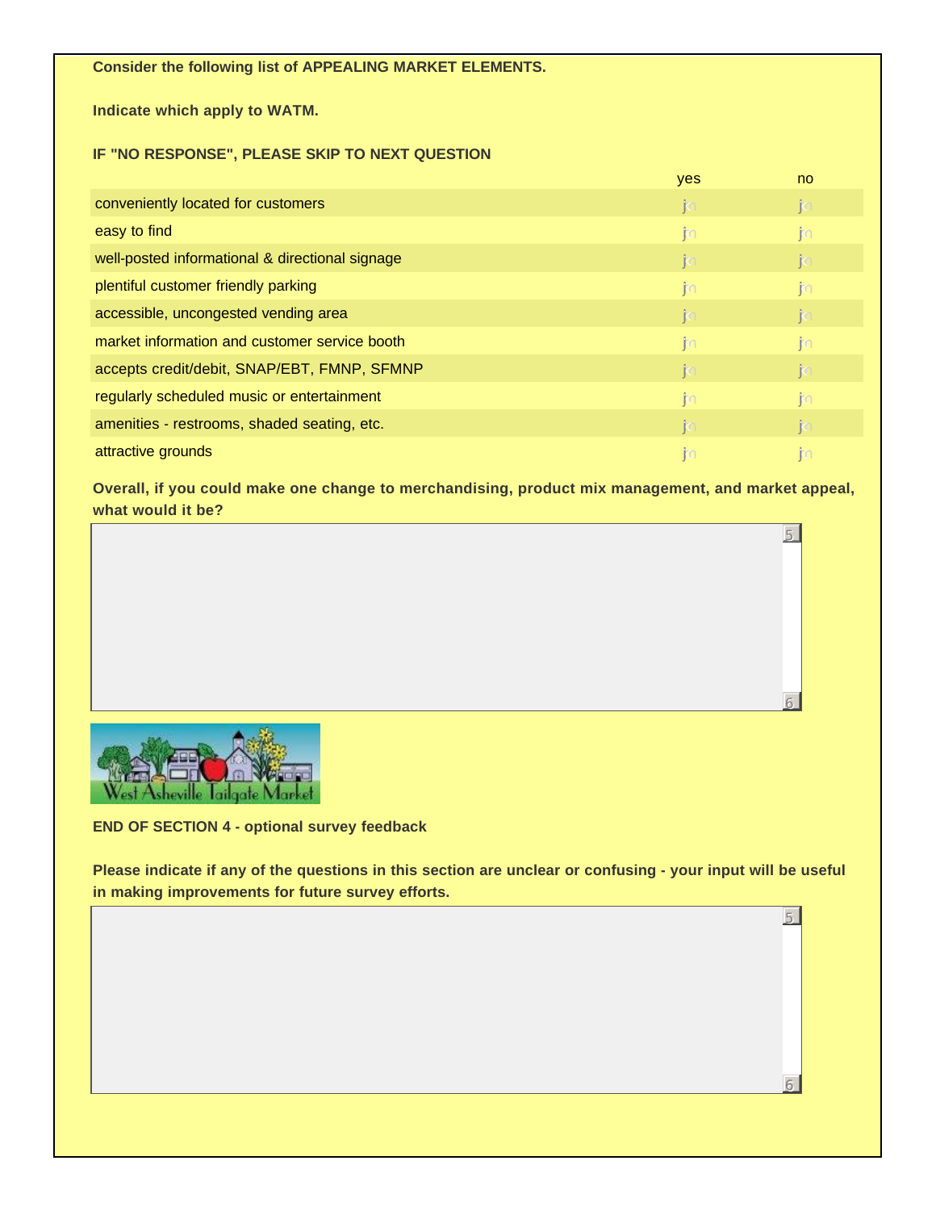**Consider the following list of APPEALING MARKET ELEMENTS.**

**Indicate which apply to WATM.**

**IF "NO RESPONSE", PLEASE SKIP TO NEXT QUESTION**

| | yes | no |
|---|---|---|
| conveniently located for customers | | |
| easy to find | | |
| well-posted informational & directional signage | | |
| plentiful customer friendly parking | | |
| accessible, uncongested vending area | | |
| market information and customer service booth | | |
| accepts credit/debit, SNAP/EBT, FMNP, SFMNP | | |
| regularly scheduled music or entertainment | | |
| amenities - restrooms, shaded seating, etc. | | |
| attractive grounds | | |

**Overall, if you could make one change to merchandising, product mix management, and market appeal, what would it be?**

West Asheville Tailgate Market

**END OF SECTION 4 - optional survey feedback**

**Please indicate if any of the questions in this section are unclear or confusing - your input will be useful in making improvements for future survey efforts.**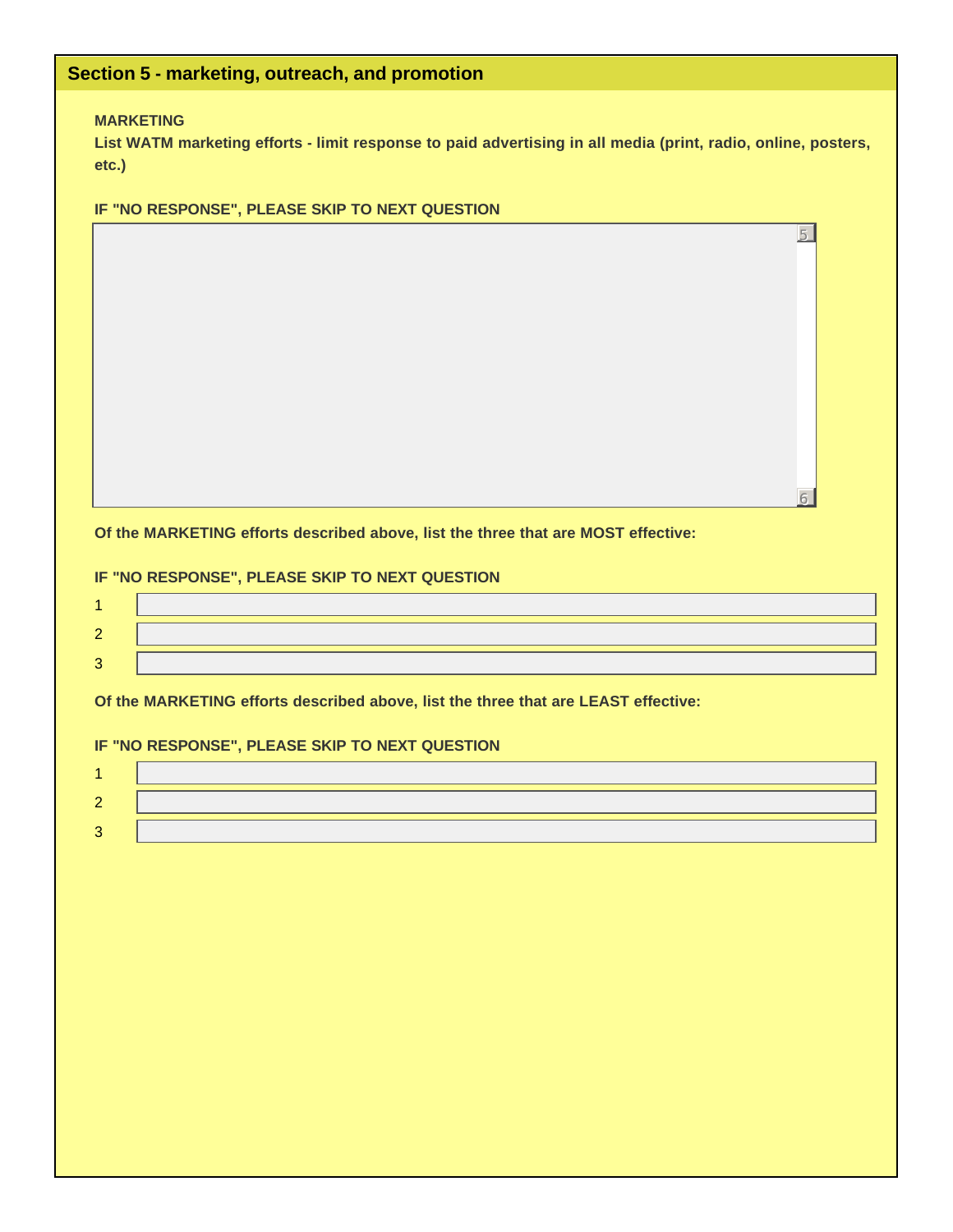## Section 5 - marketing, outreach, and promotion

**MARKETING**

**List WATM marketing efforts - limit response to paid advertising in all media (print, radio, online, posters, etc.)**

**IF "NO RESPONSE", PLEASE SKIP TO NEXT QUESTION**

**Of the MARKETING efforts described above, list the three that are MOST effective:**

**IF "NO RESPONSE", PLEASE SKIP TO NEXT QUESTION**

1
2
3

**Of the MARKETING efforts described above, list the three that are LEAST effective:**

**IF "NO RESPONSE", PLEASE SKIP TO NEXT QUESTION**

1
2
3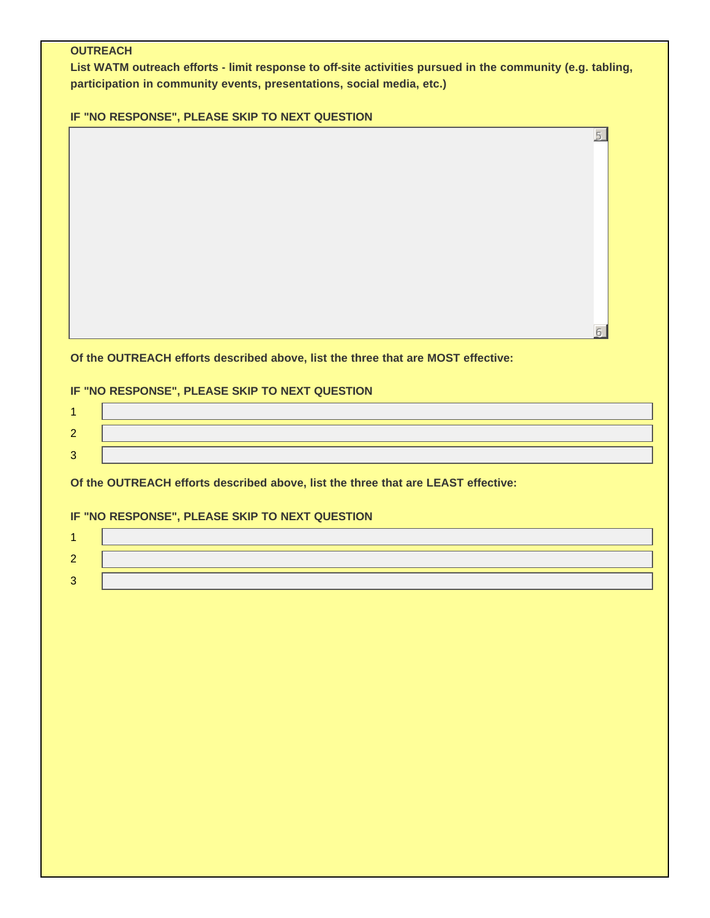**OUTREACH**

**List WATM outreach efforts - limit response to off-site activities pursued in the community (e.g. tabling, participation in community events, presentations, social media, etc.)**

**IF "NO RESPONSE", PLEASE SKIP TO NEXT QUESTION**

**Of the OUTREACH efforts described above, list the three that are MOST effective:**

**IF "NO RESPONSE", PLEASE SKIP TO NEXT QUESTION**

1
2
3

**Of the OUTREACH efforts described above, list the three that are LEAST effective:**

**IF "NO RESPONSE", PLEASE SKIP TO NEXT QUESTION**

1
2
3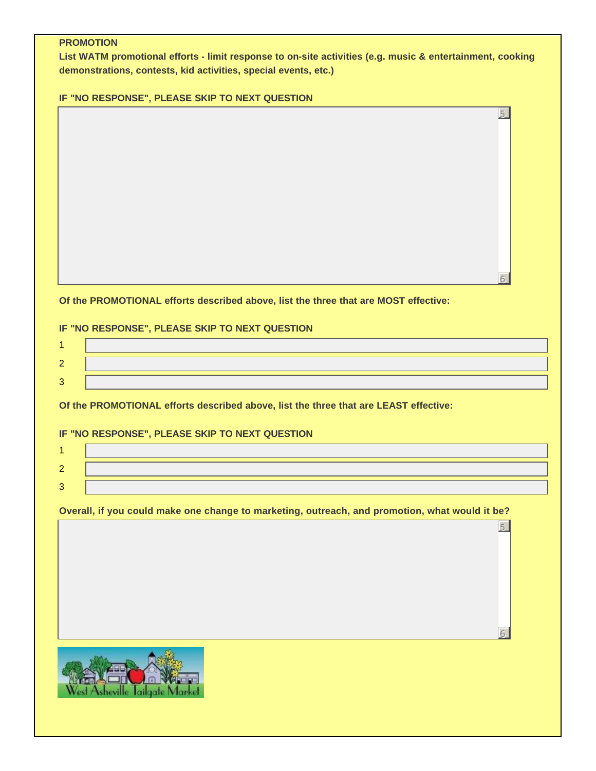**PROMOTION**

**List WATM promotional efforts - limit response to on-site activities (e.g. music & entertainment, cooking demonstrations, contests, kid activities, special events, etc.)**

**IF "NO RESPONSE", PLEASE SKIP TO NEXT QUESTION**

**Of the PROMOTIONAL efforts described above, list the three that are MOST effective:**

**IF "NO RESPONSE", PLEASE SKIP TO NEXT QUESTION**

1

2

3

**Of the PROMOTIONAL efforts described above, list the three that are LEAST effective:**

**IF "NO RESPONSE", PLEASE SKIP TO NEXT QUESTION**

1

2

3

**Overall, if you could make one change to marketing, outreach, and promotion, what would it be?**

West Asheville Tailgate Market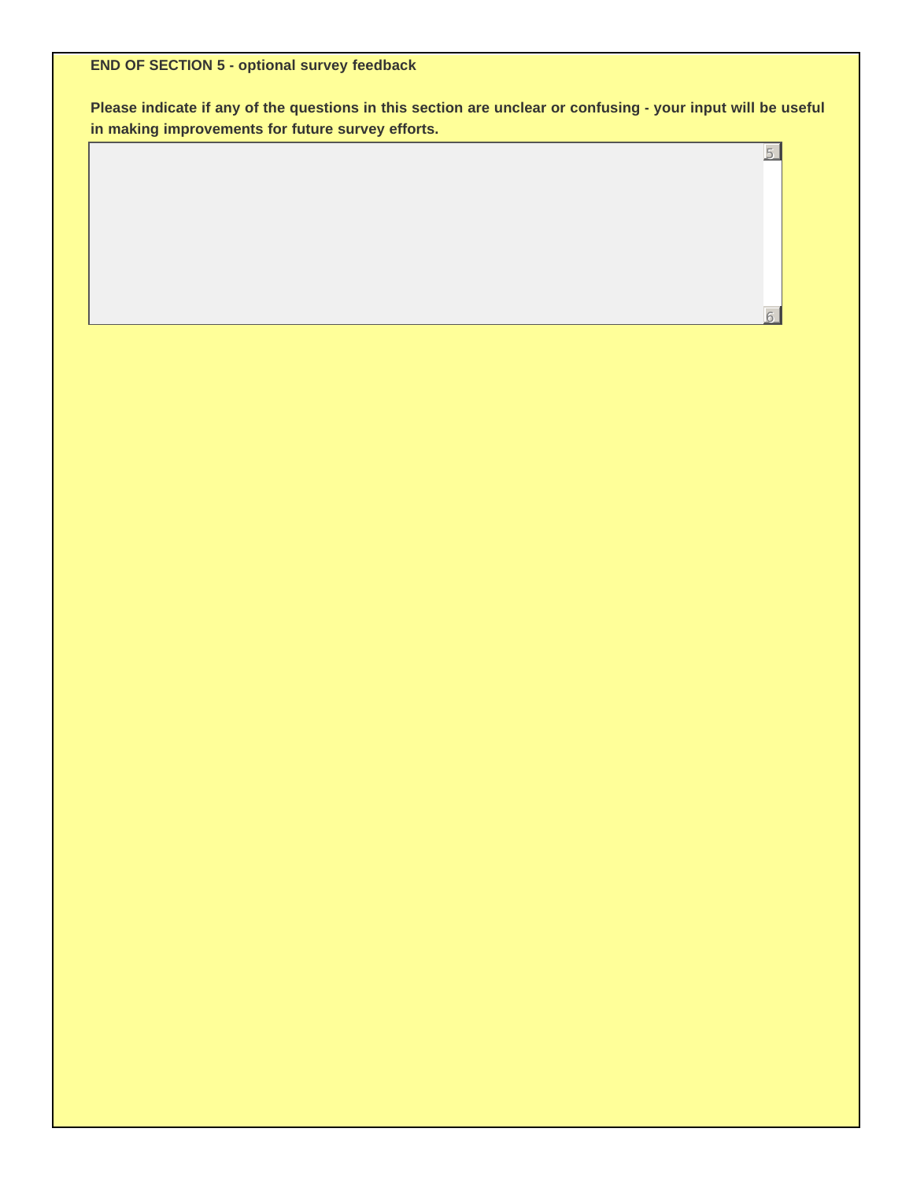**END OF SECTION 5 - optional survey feedback**

**Please indicate if any of the questions in this section are unclear or confusing - your input will be useful in making improvements for future survey efforts.**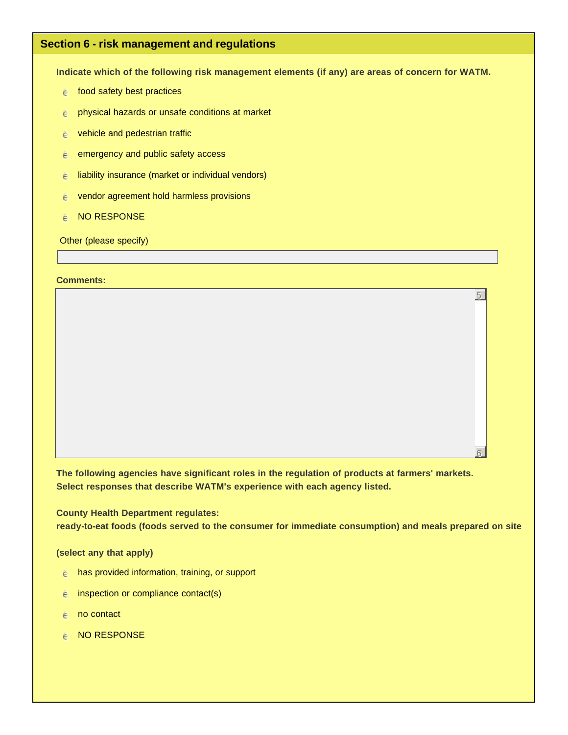## Section 6 - risk management and regulations

**Indicate which of the following risk management elements (if any) are areas of concern for WATM.**

- food safety best practices
- physical hazards or unsafe conditions at market
- vehicle and pedestrian traffic
- emergency and public safety access
- liability insurance (market or individual vendors)
- vendor agreement hold harmless provisions
- NO RESPONSE

Other (please specify)

**Comments:**

**The following agencies have significant roles in the regulation of products at farmers' markets. Select responses that describe WATM's experience with each agency listed.**

**County Health Department regulates:**
**ready-to-eat foods (foods served to the consumer for immediate consumption) and meals prepared on site**

**(select any that apply)**

- has provided information, training, or support
- inspection or compliance contact(s)
- no contact
- NO RESPONSE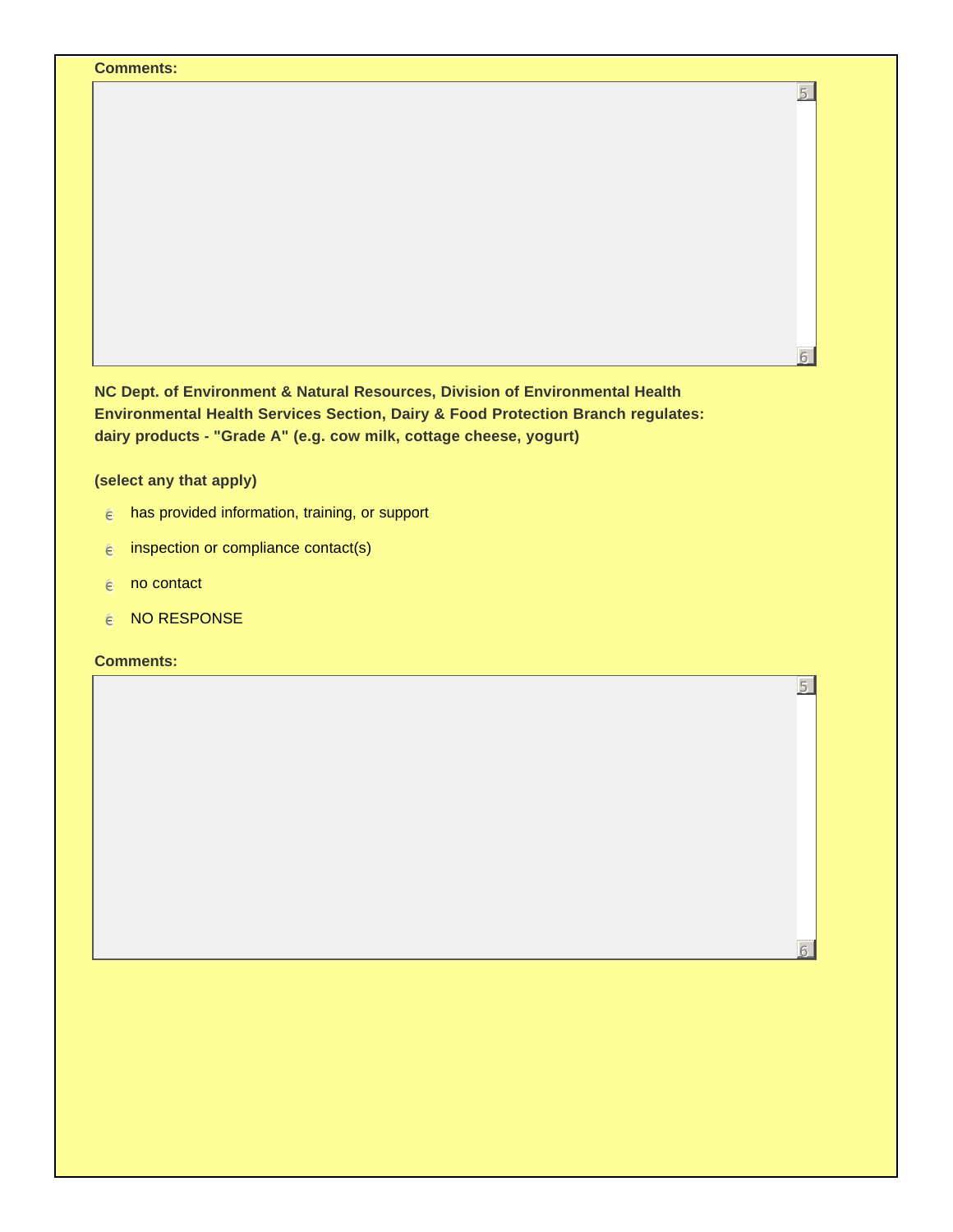**Comments:**

**NC Dept. of Environment & Natural Resources, Division of Environmental Health Environmental Health Services Section, Dairy & Food Protection Branch regulates: dairy products - "Grade A" (e.g. cow milk, cottage cheese, yogurt)**

**(select any that apply)**

- has provided information, training, or support
- inspection or compliance contact(s)
- no contact
- NO RESPONSE

**Comments:**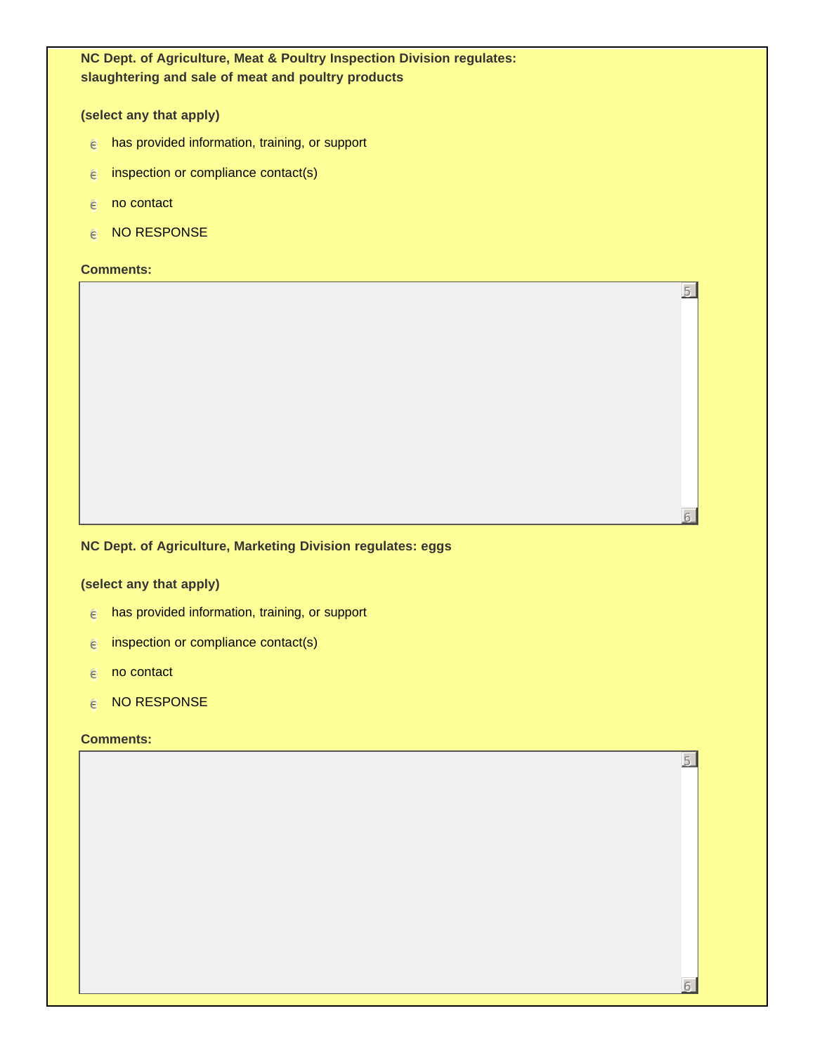**NC Dept. of Agriculture, Meat & Poultry Inspection Division regulates: slaughtering and sale of meat and poultry products**

**(select any that apply)**

- has provided information, training, or support
- inspection or compliance contact(s)
- no contact
- NO RESPONSE

**Comments:**

**NC Dept. of Agriculture, Marketing Division regulates: eggs**

**(select any that apply)**

- has provided information, training, or support
- inspection or compliance contact(s)
- no contact
- NO RESPONSE

**Comments:**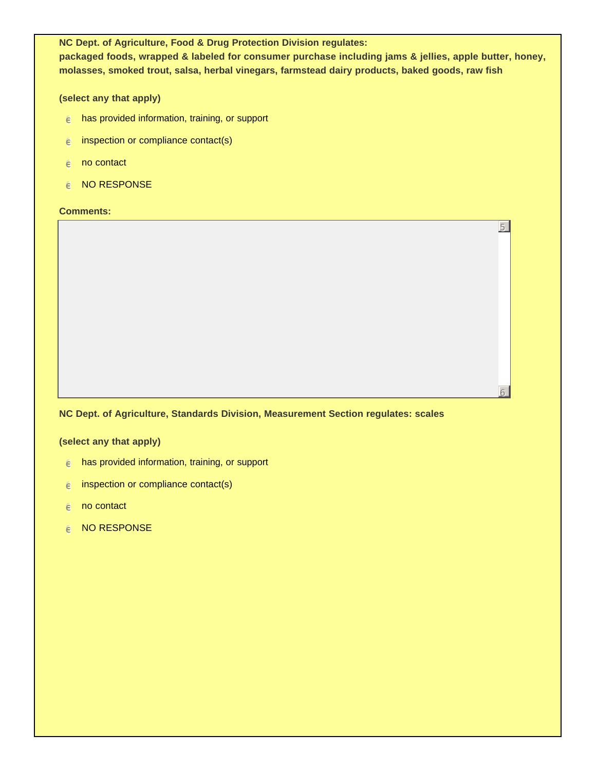**NC Dept. of Agriculture, Food & Drug Protection Division regulates:**
**packaged foods, wrapped & labeled for consumer purchase including jams & jellies, apple butter, honey, molasses, smoked trout, salsa, herbal vinegars, farmstead dairy products, baked goods, raw fish**

**(select any that apply)**

- has provided information, training, or support
- inspection or compliance contact(s)
- no contact
- NO RESPONSE

**Comments:**

**NC Dept. of Agriculture, Standards Division, Measurement Section regulates: scales**

**(select any that apply)**

- has provided information, training, or support
- inspection or compliance contact(s)
- no contact
- NO RESPONSE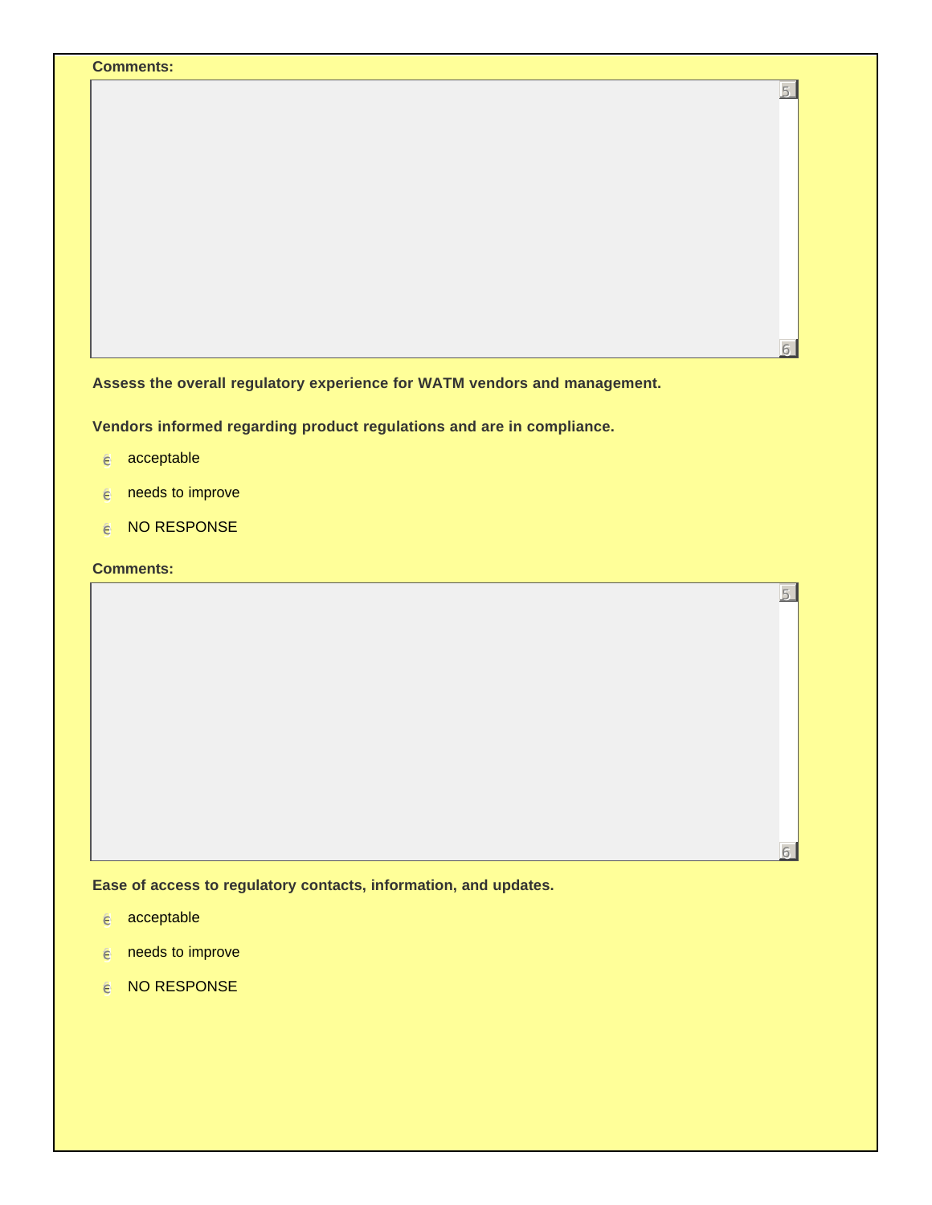**Comments:**

**Assess the overall regulatory experience for WATM vendors and management.**

**Vendors informed regarding product regulations and are in compliance.**

- acceptable
- needs to improve
- NO RESPONSE

**Comments:**

**Ease of access to regulatory contacts, information, and updates.**

- acceptable
- needs to improve
- NO RESPONSE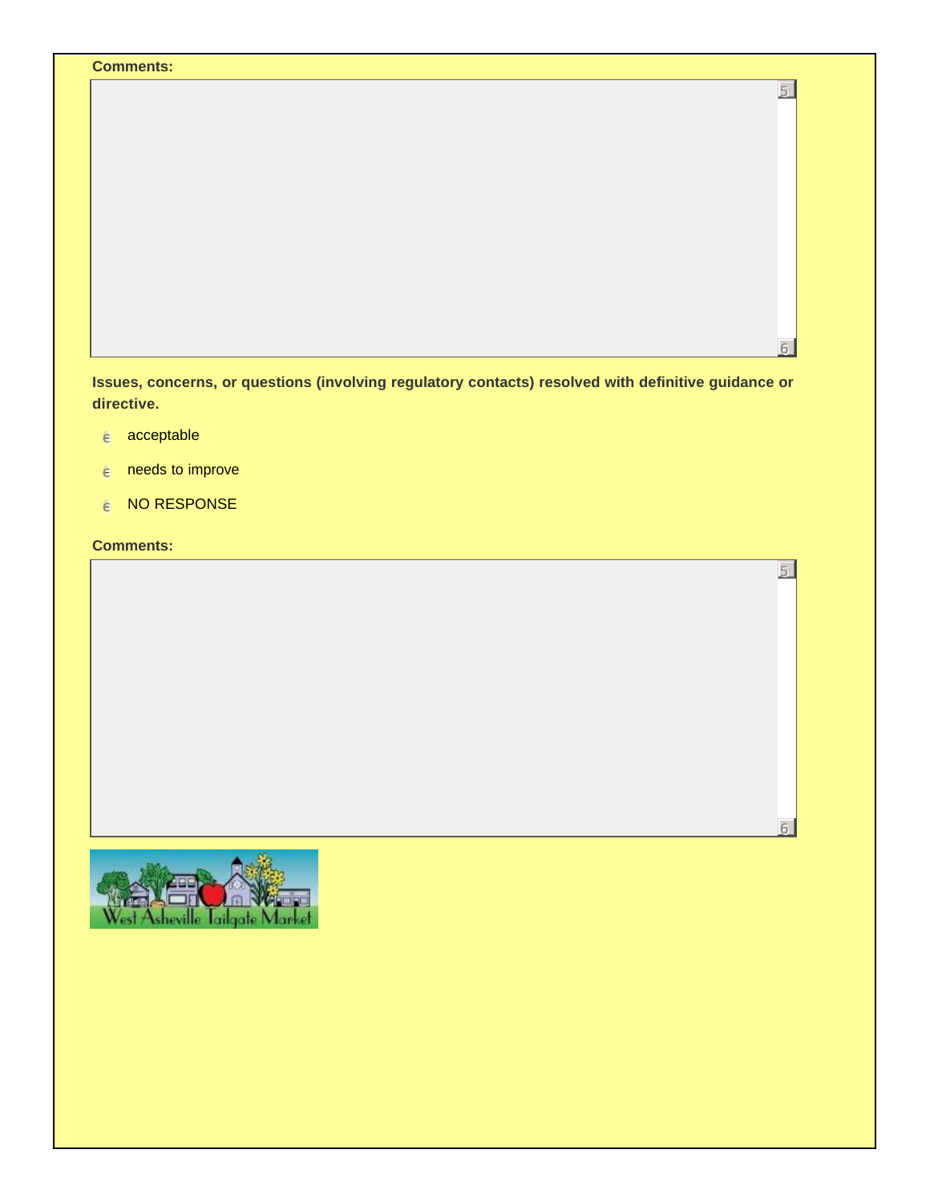**Comments:**

**Issues, concerns, or questions (involving regulatory contacts) resolved with definitive guidance or directive.**

- acceptable
- needs to improve
- NO RESPONSE

**Comments:**

West Asheville Tailgate Market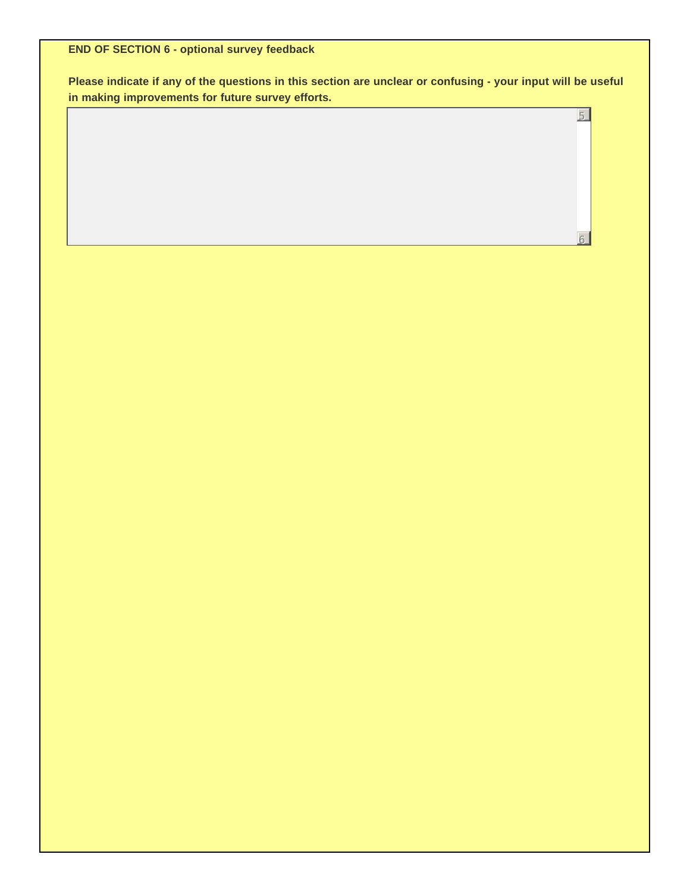**END OF SECTION 6 - optional survey feedback**

**Please indicate if any of the questions in this section are unclear or confusing - your input will be useful in making improvements for future survey efforts.**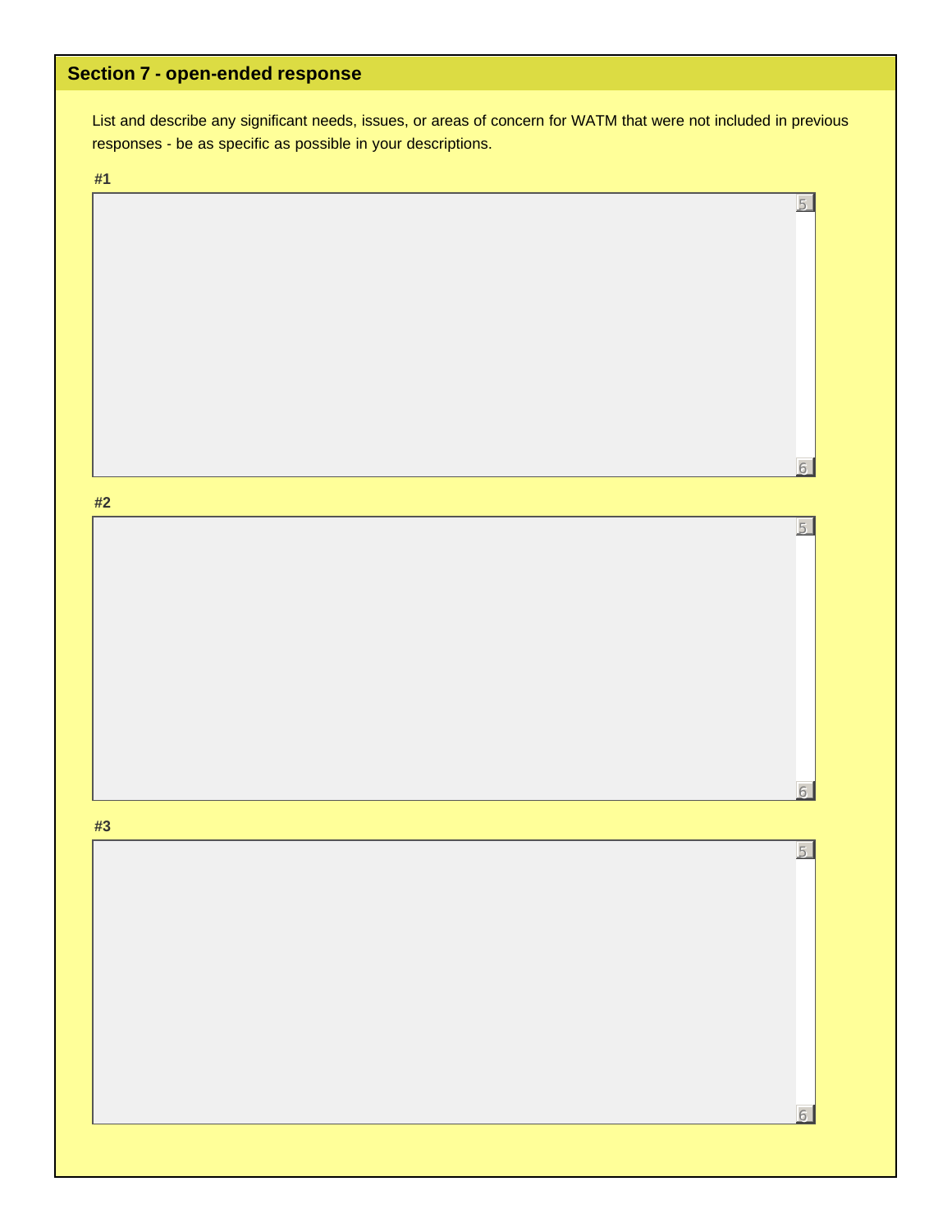## Section 7 - open-ended response

List and describe any significant needs, issues, or areas of concern for WATM that were not included in previous responses - be as specific as possible in your descriptions.

**#1**

**#2**

**#3**